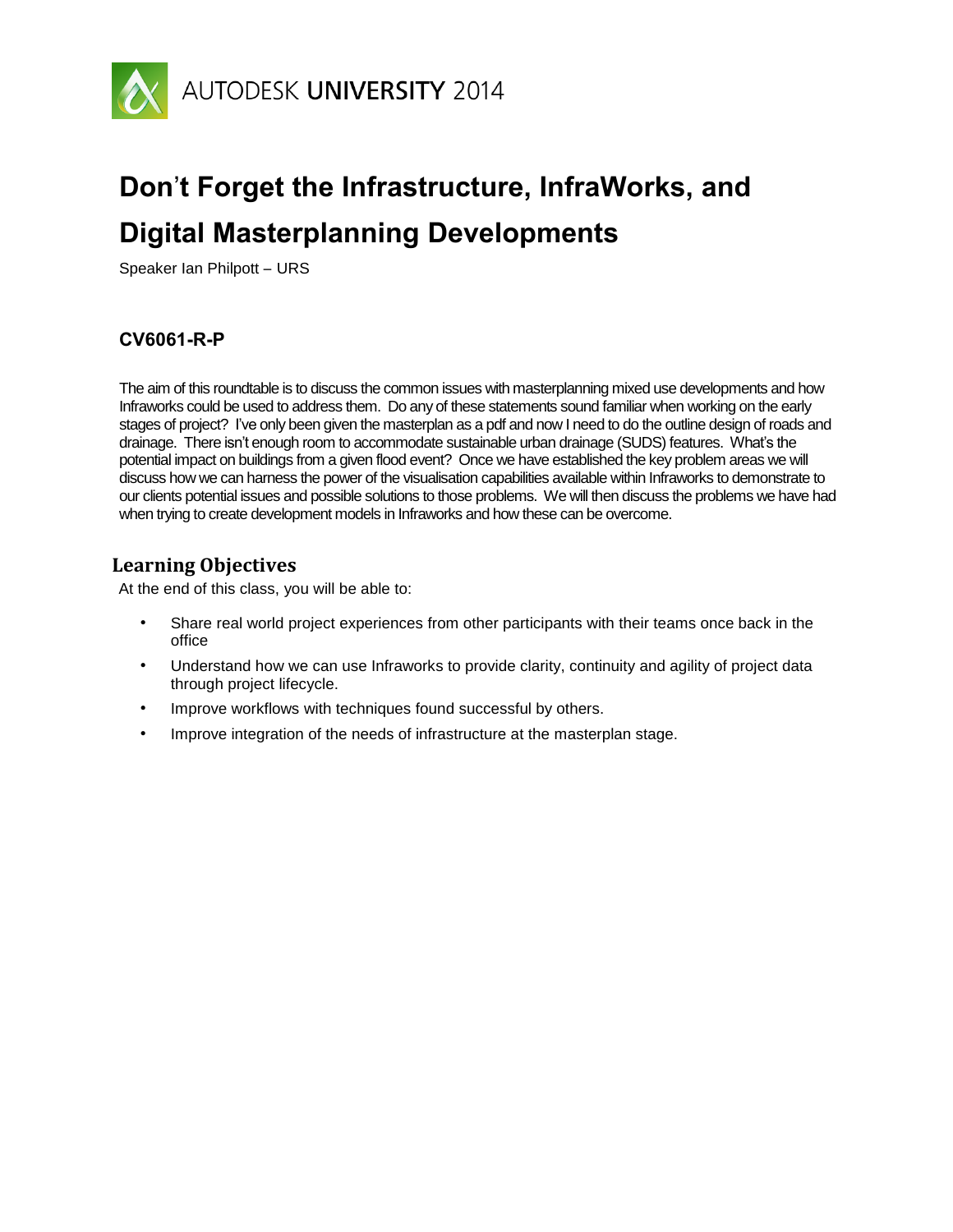AUTODESK UNIVERSITY 2014

# Don't Forget the Infrastructure, InfraWorks, and Digital Masterplanning Developments

Speaker Ian Philpott – URS

### CV6061-R-P

The aim of this roundtable is to discuss the common issues with masterplanning mixed use developments and how Infraworks could be used to address them. Do any of these statements sound familiar when working on the early stages of project? I've only been given the masterplan as a pdf and now I need to do the outline design of roads and drainage. There isn't enough room to accommodate sustainable urban drainage (SUDS) features. What's the potential impact on buildings from a given flood event? Once we have established the key problem areas we will discuss how we can harness the power of the visualisation capabilities available within Infraworks to demonstrate to our clients potential issues and possible solutions to those problems. We will then discuss the problems we have had when trying to create development models in Infraworks and how these can be overcome.

## Learning Objectives

At the end of this class, you will be able to:

- Share real world project experiences from other participants with their teams once back in the office
- Understand how we can use Infraworks to provide clarity, continuity and agility of project data through project lifecycle.
- Improve workflows with techniques found successful by others.
- Improve integration of the needs of infrastructure at the masterplan stage.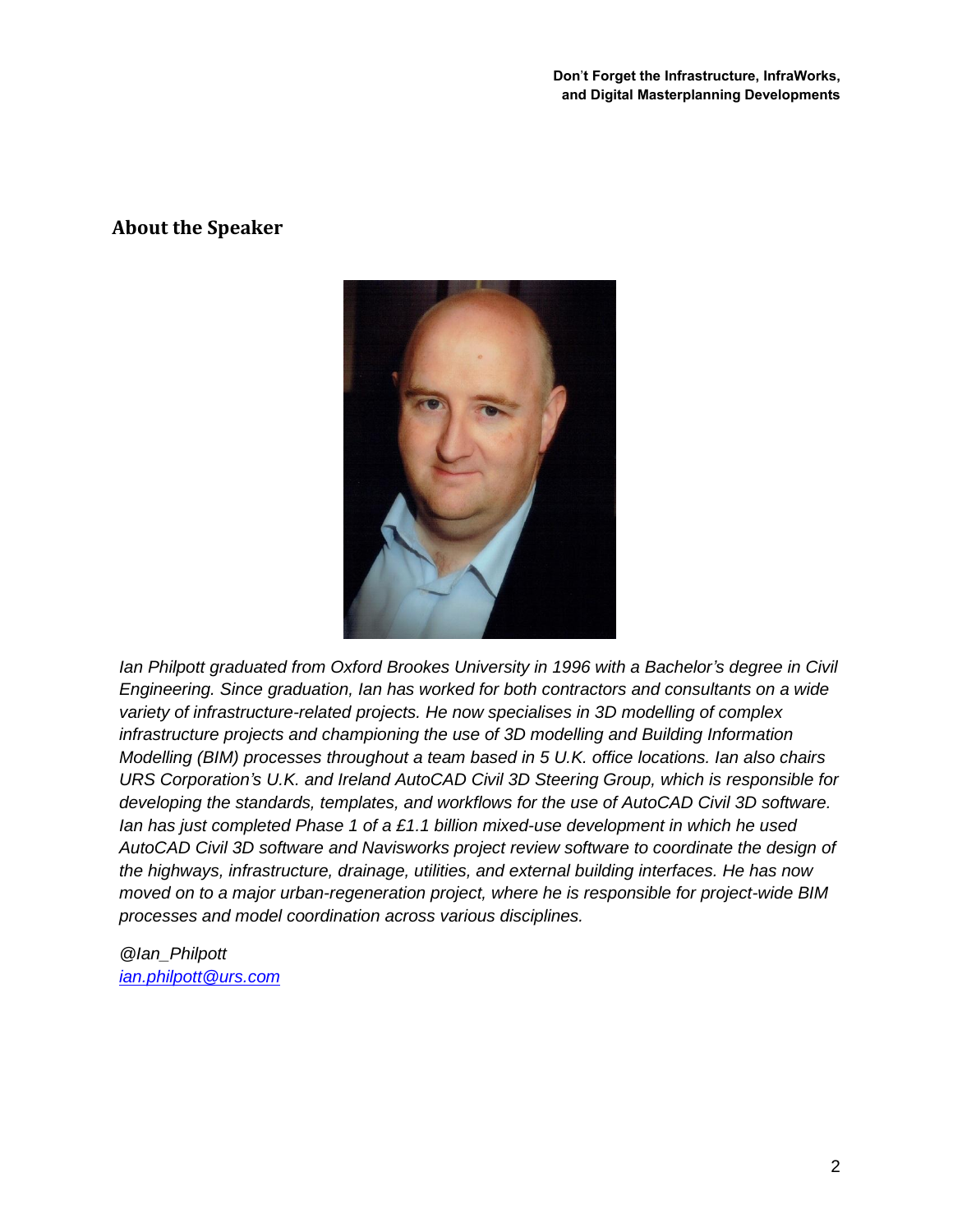## About the Speaker

*Ian Philpott graduated from Oxford Brookes University in 1996 with a Bachelor's degree in Civil Engineering. Since graduation, Ian has worked for both contractors and consultants on a wide variety of infrastructure-related projects. He now specialises in 3D modelling of complex infrastructure projects and championing the use of 3D modelling and Building Information Modelling (BIM) processes throughout a team based in 5 U.K. office locations. Ian also chairs URS Corporation's U.K. and Ireland AutoCAD Civil 3D Steering Group, which is responsible for developing the standards, templates, and workflows for the use of AutoCAD Civil 3D software. Ian has just completed Phase 1 of a £1.1 billion mixed-use development in which he used AutoCAD Civil 3D software and Navisworks project review software to coordinate the design of the highways, infrastructure, drainage, utilities, and external building interfaces. He has now moved on to a major urban-regeneration project, where he is responsible for project-wide BIM processes and model coordination across various disciplines.*

*@Ian_Philpott*
*[ian.philpott@urs.com](mailto:ian.philpott@urs.com)*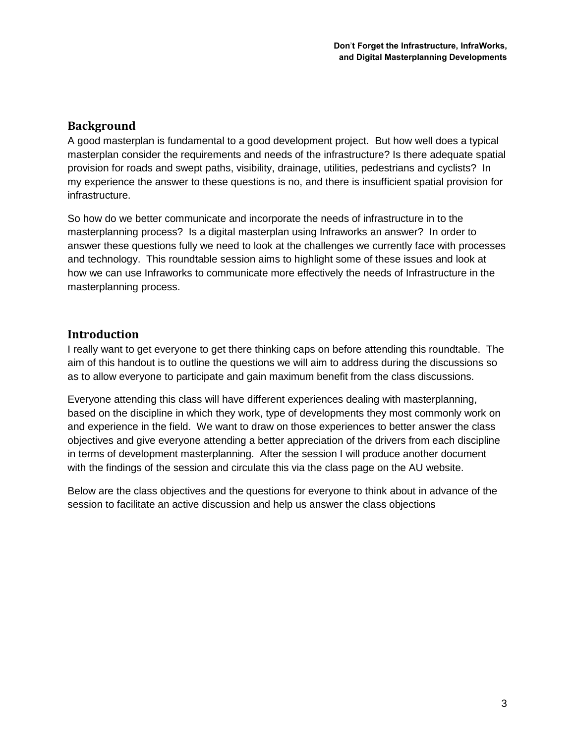## Background

A good masterplan is fundamental to a good development project. But how well does a typical masterplan consider the requirements and needs of the infrastructure? Is there adequate spatial provision for roads and swept paths, visibility, drainage, utilities, pedestrians and cyclists? In my experience the answer to these questions is no, and there is insufficient spatial provision for infrastructure.

So how do we better communicate and incorporate the needs of infrastructure in to the masterplanning process? Is a digital masterplan using Infraworks an answer? In order to answer these questions fully we need to look at the challenges we currently face with processes and technology. This roundtable session aims to highlight some of these issues and look at how we can use Infraworks to communicate more effectively the needs of Infrastructure in the masterplanning process.

## Introduction

I really want to get everyone to get there thinking caps on before attending this roundtable. The aim of this handout is to outline the questions we will aim to address during the discussions so as to allow everyone to participate and gain maximum benefit from the class discussions.

Everyone attending this class will have different experiences dealing with masterplanning, based on the discipline in which they work, type of developments they most commonly work on and experience in the field. We want to draw on those experiences to better answer the class objectives and give everyone attending a better appreciation of the drivers from each discipline in terms of development masterplanning. After the session I will produce another document with the findings of the session and circulate this via the class page on the AU website.

Below are the class objectives and the questions for everyone to think about in advance of the session to facilitate an active discussion and help us answer the class objections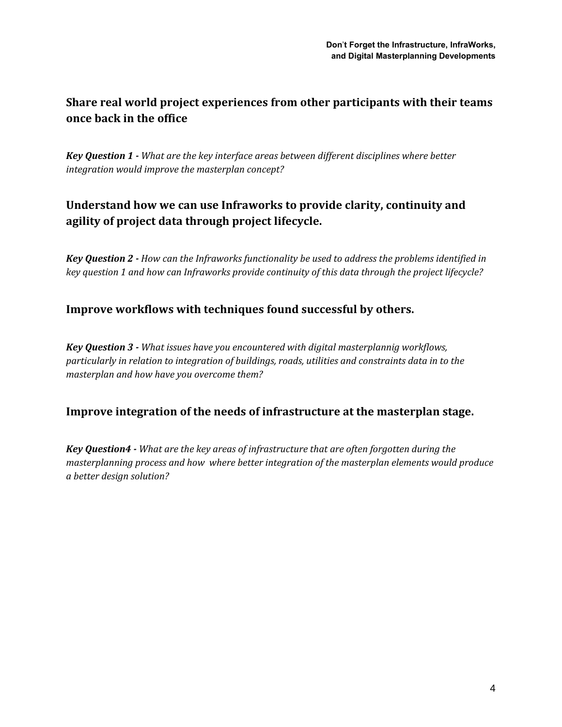## Share real world project experiences from other participants with their teams once back in the office

***Key Question 1 -*** *What are the key interface areas between different disciplines where better integration would improve the masterplan concept?*

## Understand how we can use Infraworks to provide clarity, continuity and agility of project data through project lifecycle.

***Key Question 2 -*** *How can the Infraworks functionality be used to address the problems identified in key question 1 and how can Infraworks provide continuity of this data through the project lifecycle?*

## Improve workflows with techniques found successful by others.

***Key Question 3 -*** *What issues have you encountered with digital masterplannig workflows, particularly in relation to integration of buildings, roads, utilities and constraints data in to the masterplan and how have you overcome them?*

## Improve integration of the needs of infrastructure at the masterplan stage.

***Key Question4 -*** *What are the key areas of infrastructure that are often forgotten during the masterplanning process and how  where better integration of the masterplan elements would produce a better design solution?*